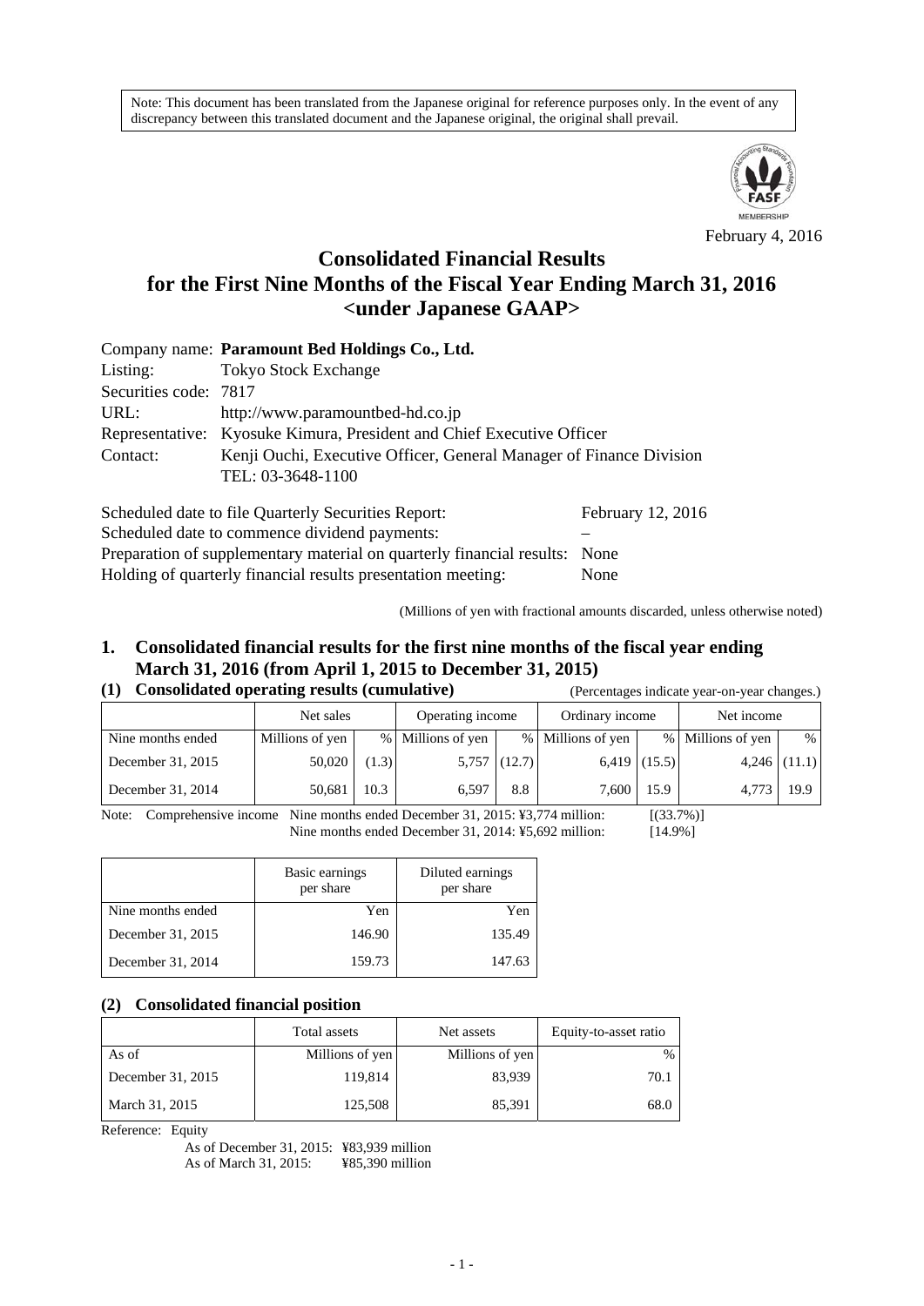Note: This document has been translated from the Japanese original for reference purposes only. In the event of any discrepancy between this translated document and the Japanese original, the original shall prevail.

February 4, 2016

# Consolidated Financial Results for the First Nine Months of the Fiscal Year Ending March 31, 2016 <under Japanese GAAP>

Company name: **Paramount Bed Holdings Co., Ltd.**
Listing: Tokyo Stock Exchange
Securities code: 7817
URL: http://www.paramountbed-hd.co.jp
Representative: Kyosuke Kimura, President and Chief Executive Officer
Contact: Kenji Ouchi, Executive Officer, General Manager of Finance Division
TEL: 03-3648-1100

Scheduled date to file Quarterly Securities Report: February 12, 2016
Scheduled date to commence dividend payments: –
Preparation of supplementary material on quarterly financial results: None
Holding of quarterly financial results presentation meeting: None

(Millions of yen with fractional amounts discarded, unless otherwise noted)

## 1. Consolidated financial results for the first nine months of the fiscal year ending March 31, 2016 (from April 1, 2015 to December 31, 2015)

### (1) Consolidated operating results (cumulative)

(Percentages indicate year-on-year changes.)

| | Net sales | | Operating income | | Ordinary income | | Net income | |
|---|---|---|---|---|---|---|---|---|
| Nine months ended | Millions of yen | % | Millions of yen | % | Millions of yen | % | Millions of yen | % |
| December 31, 2015 | 50,020 | (1.3) | 5,757 | (12.7) | 6,419 | (15.5) | 4,246 | (11.1) |
| December 31, 2014 | 50,681 | 10.3 | 6,597 | 8.8 | 7,600 | 15.9 | 4,773 | 19.9 |

Note: Comprehensive income Nine months ended December 31, 2015: ¥3,774 million: [(33.7%)]
Nine months ended December 31, 2014: ¥5,692 million: [14.9%]

| | Basic earnings per share | Diluted earnings per share |
|---|---|---|
| Nine months ended | Yen | Yen |
| December 31, 2015 | 146.90 | 135.49 |
| December 31, 2014 | 159.73 | 147.63 |

### (2) Consolidated financial position

| | Total assets | Net assets | Equity-to-asset ratio |
|---|---|---|---|
| As of | Millions of yen | Millions of yen | % |
| December 31, 2015 | 119,814 | 83,939 | 70.1 |
| March 31, 2015 | 125,508 | 85,391 | 68.0 |

Reference: Equity
As of December 31, 2015: ¥83,939 million
As of March 31, 2015: ¥85,390 million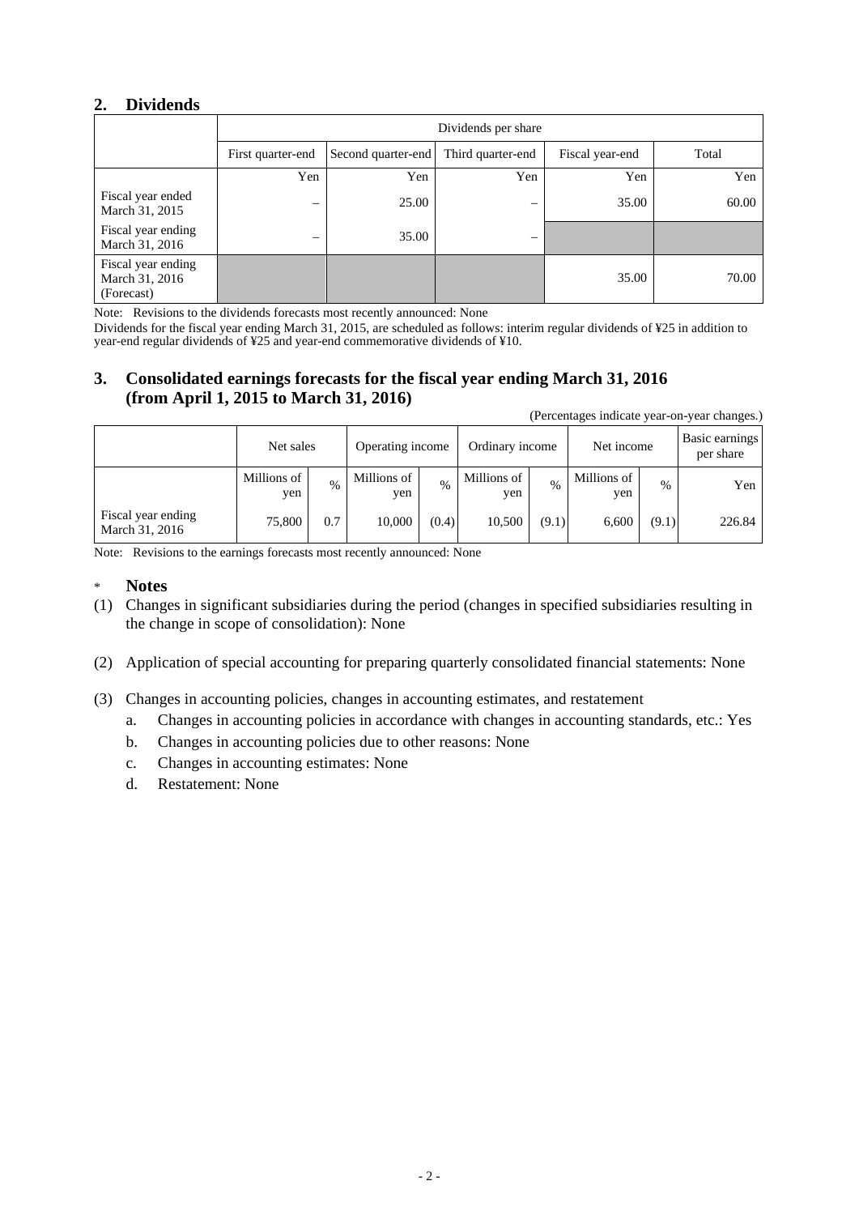## 2. Dividends

| | Dividends per share | | | | |
|---|---|---|---|---|---|
| | First quarter-end | Second quarter-end | Third quarter-end | Fiscal year-end | Total |
| | Yen | Yen | Yen | Yen | Yen |
| Fiscal year ended March 31, 2015 | – | 25.00 | – | 35.00 | 60.00 |
| Fiscal year ending March 31, 2016 | – | 35.00 | – | | |
| Fiscal year ending March 31, 2016 (Forecast) | | | | 35.00 | 70.00 |

Note: Revisions to the dividends forecasts most recently announced: None

Dividends for the fiscal year ending March 31, 2015, are scheduled as follows: interim regular dividends of ¥25 in addition to year-end regular dividends of ¥25 and year-end commemorative dividends of ¥10.

## 3. Consolidated earnings forecasts for the fiscal year ending March 31, 2016 (from April 1, 2015 to March 31, 2016)

(Percentages indicate year-on-year changes.)

| | Net sales | | Operating income | | Ordinary income | | Net income | | Basic earnings per share |
|---|---|---|---|---|---|---|---|---|---|
| | Millions of yen | % | Millions of yen | % | Millions of yen | % | Millions of yen | % | Yen |
| Fiscal year ending March 31, 2016 | 75,800 | 0.7 | 10,000 | (0.4) | 10,500 | (9.1) | 6,600 | (9.1) | 226.84 |

Note: Revisions to the earnings forecasts most recently announced: None

## * Notes

(1) Changes in significant subsidiaries during the period (changes in specified subsidiaries resulting in the change in scope of consolidation): None

(2) Application of special accounting for preparing quarterly consolidated financial statements: None

(3) Changes in accounting policies, changes in accounting estimates, and restatement

a. Changes in accounting policies in accordance with changes in accounting standards, etc.: Yes

b. Changes in accounting policies due to other reasons: None

c. Changes in accounting estimates: None

d. Restatement: None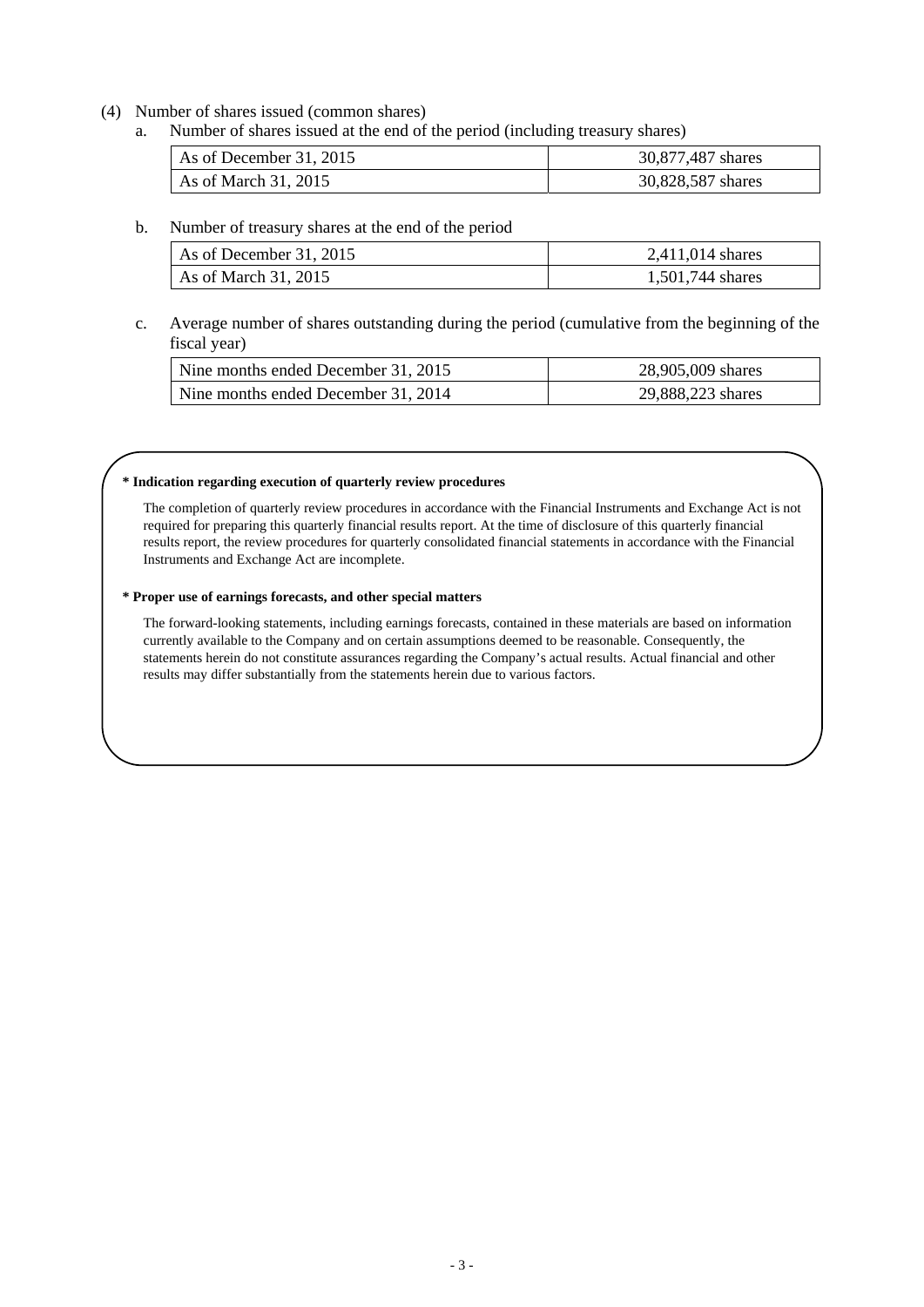(4) Number of shares issued (common shares)

a. Number of shares issued at the end of the period (including treasury shares)

| | |
|---|---|
| As of December 31, 2015 | 30,877,487 shares |
| As of March 31, 2015 | 30,828,587 shares |

b. Number of treasury shares at the end of the period

| | |
|---|---|
| As of December 31, 2015 | 2,411,014 shares |
| As of March 31, 2015 | 1,501,744 shares |

c. Average number of shares outstanding during the period (cumulative from the beginning of the fiscal year)

| | |
|---|---|
| Nine months ended December 31, 2015 | 28,905,009 shares |
| Nine months ended December 31, 2014 | 29,888,223 shares |

**\* Indication regarding execution of quarterly review procedures**

The completion of quarterly review procedures in accordance with the Financial Instruments and Exchange Act is not required for preparing this quarterly financial results report. At the time of disclosure of this quarterly financial results report, the review procedures for quarterly consolidated financial statements in accordance with the Financial Instruments and Exchange Act are incomplete.

**\* Proper use of earnings forecasts, and other special matters**

The forward-looking statements, including earnings forecasts, contained in these materials are based on information currently available to the Company and on certain assumptions deemed to be reasonable. Consequently, the statements herein do not constitute assurances regarding the Company's actual results. Actual financial and other results may differ substantially from the statements herein due to various factors.